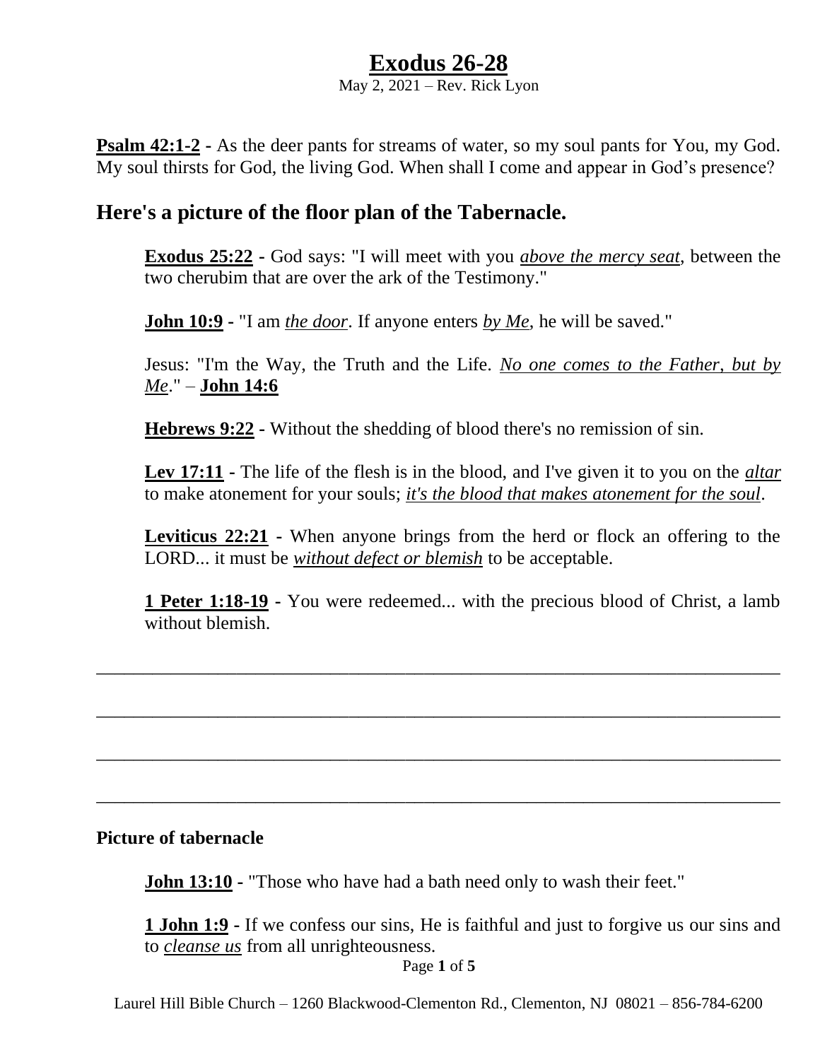# Exodus 26-28

May 2, 2021 – Rev. Rick Lyon

**Psalm 42:1-2** - As the deer pants for streams of water, so my soul pants for You, my God. My soul thirsts for God, the living God. When shall I come and appear in God's presence?

## Here's a picture of the floor plan of the Tabernacle.

**Exodus 25:22** - God says: "I will meet with you *above the mercy seat*, between the two cherubim that are over the ark of the Testimony."

**John 10:9** - "I am *the door*. If anyone enters *by Me*, he will be saved."

Jesus: "I'm the Way, the Truth and the Life. *No one comes to the Father, but by Me*." – **John 14:6**

**Hebrews 9:22** - Without the shedding of blood there's no remission of sin.

**Lev 17:11** - The life of the flesh is in the blood, and I've given it to you on the *altar* to make atonement for your souls; *it's the blood that makes atonement for the soul*.

**Leviticus 22:21** - When anyone brings from the herd or flock an offering to the LORD... it must be *without defect or blemish* to be acceptable.

**1 Peter 1:18-19** - You were redeemed... with the precious blood of Christ, a lamb without blemish.

\_\_\_\_\_\_\_\_\_\_\_\_\_\_\_\_\_\_\_\_\_\_\_\_\_\_\_\_\_\_\_\_\_\_\_\_\_\_\_\_\_\_\_\_\_\_\_\_\_\_\_\_\_\_\_\_\_\_\_\_\_\_\_\_\_\_\_\_\_\_\_\_

\_\_\_\_\_\_\_\_\_\_\_\_\_\_\_\_\_\_\_\_\_\_\_\_\_\_\_\_\_\_\_\_\_\_\_\_\_\_\_\_\_\_\_\_\_\_\_\_\_\_\_\_\_\_\_\_\_\_\_\_\_\_\_\_\_\_\_\_\_\_\_\_

\_\_\_\_\_\_\_\_\_\_\_\_\_\_\_\_\_\_\_\_\_\_\_\_\_\_\_\_\_\_\_\_\_\_\_\_\_\_\_\_\_\_\_\_\_\_\_\_\_\_\_\_\_\_\_\_\_\_\_\_\_\_\_\_\_\_\_\_\_\_\_\_

\_\_\_\_\_\_\_\_\_\_\_\_\_\_\_\_\_\_\_\_\_\_\_\_\_\_\_\_\_\_\_\_\_\_\_\_\_\_\_\_\_\_\_\_\_\_\_\_\_\_\_\_\_\_\_\_\_\_\_\_\_\_\_\_\_\_\_\_\_\_\_\_

**Picture of tabernacle**

**John 13:10** - "Those who have had a bath need only to wash their feet."

**1 John 1:9** - If we confess our sins, He is faithful and just to forgive us our sins and to *cleanse us* from all unrighteousness.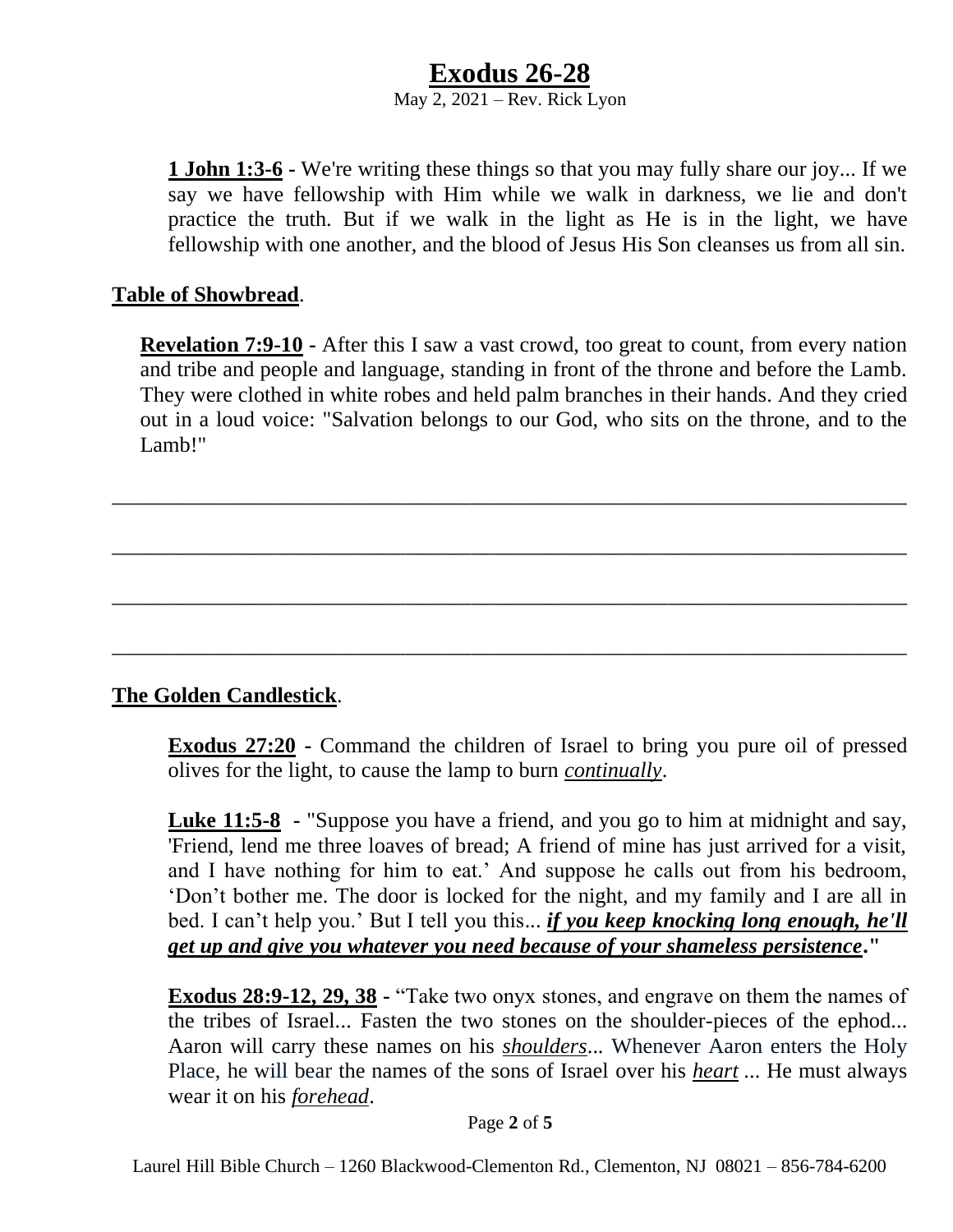# Exodus 26-28

May 2, 2021 – Rev. Rick Lyon

**1 John 1:3-6** - We're writing these things so that you may fully share our joy... If we say we have fellowship with Him while we walk in darkness, we lie and don't practice the truth. But if we walk in the light as He is in the light, we have fellowship with one another, and the blood of Jesus His Son cleanses us from all sin.

**Table of Showbread**.

**Revelation 7:9-10** - After this I saw a vast crowd, too great to count, from every nation and tribe and people and language, standing in front of the throne and before the Lamb. They were clothed in white robes and held palm branches in their hands. And they cried out in a loud voice: "Salvation belongs to our God, who sits on the throne, and to the Lamb!"

______________________________________________________________________________

______________________________________________________________________________

______________________________________________________________________________

______________________________________________________________________________

**The Golden Candlestick**.

**Exodus 27:20** - Command the children of Israel to bring you pure oil of pressed olives for the light, to cause the lamp to burn *continually*.

**Luke 11:5-8** - "Suppose you have a friend, and you go to him at midnight and say, 'Friend, lend me three loaves of bread; A friend of mine has just arrived for a visit, and I have nothing for him to eat.' And suppose he calls out from his bedroom, 'Don't bother me. The door is locked for the night, and my family and I are all in bed. I can't help you.' But I tell you this... ***if you keep knocking long enough, he'll get up and give you whatever you need because of your shameless persistence*.**"

**Exodus 28:9-12, 29, 38** - "Take two onyx stones, and engrave on them the names of the tribes of Israel... Fasten the two stones on the shoulder-pieces of the ephod... Aaron will carry these names on his *shoulders*... Whenever Aaron enters the Holy Place, he will bear the names of the sons of Israel over his *heart* ... He must always wear it on his *forehead*.

Laurel Hill Bible Church – 1260 Blackwood-Clementon Rd., Clementon, NJ 08021 – 856-784-6200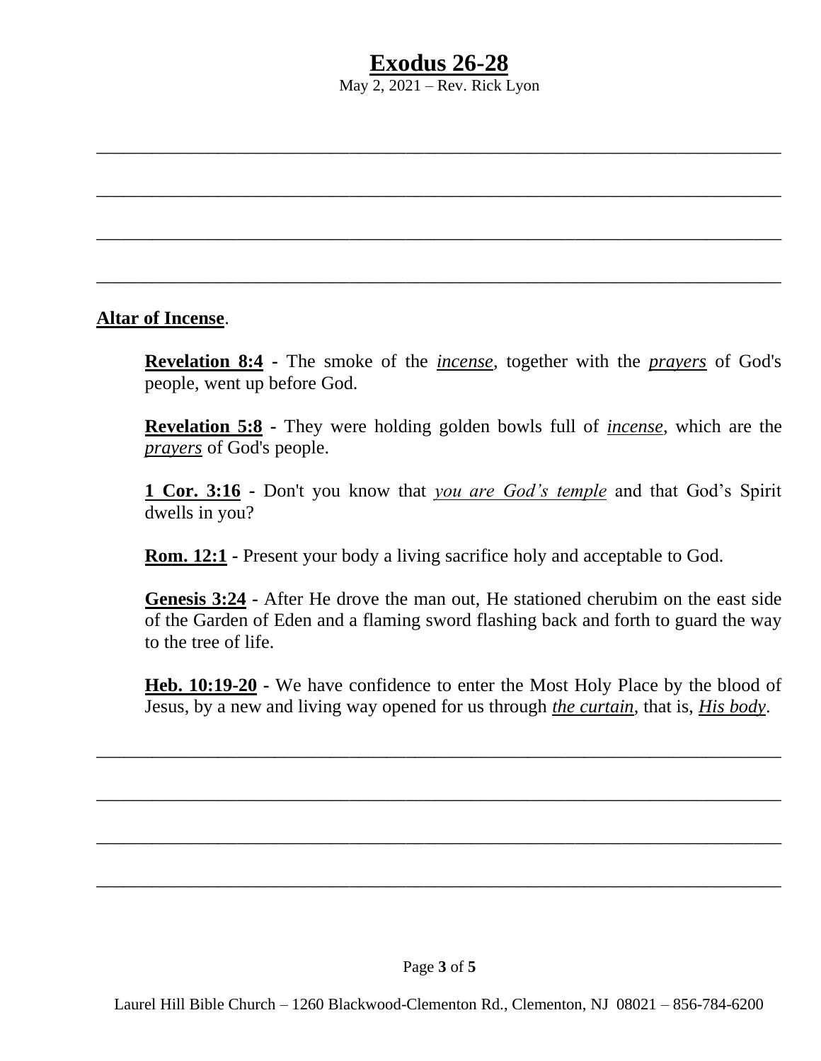# Exodus 26-28

May 2, 2021 – Rev. Rick Lyon

**Altar of Incense**.

**Revelation 8:4** - The smoke of the *incense*, together with the *prayers* of God's people, went up before God.

**Revelation 5:8** - They were holding golden bowls full of *incense*, which are the *prayers* of God's people.

**1 Cor. 3:16** - Don't you know that *you are God's temple* and that God's Spirit dwells in you?

**Rom. 12:1** - Present your body a living sacrifice holy and acceptable to God.

**Genesis 3:24** - After He drove the man out, He stationed cherubim on the east side of the Garden of Eden and a flaming sword flashing back and forth to guard the way to the tree of life.

**Heb. 10:19-20** - We have confidence to enter the Most Holy Place by the blood of Jesus, by a new and living way opened for us through *the curtain*, that is, *His body*.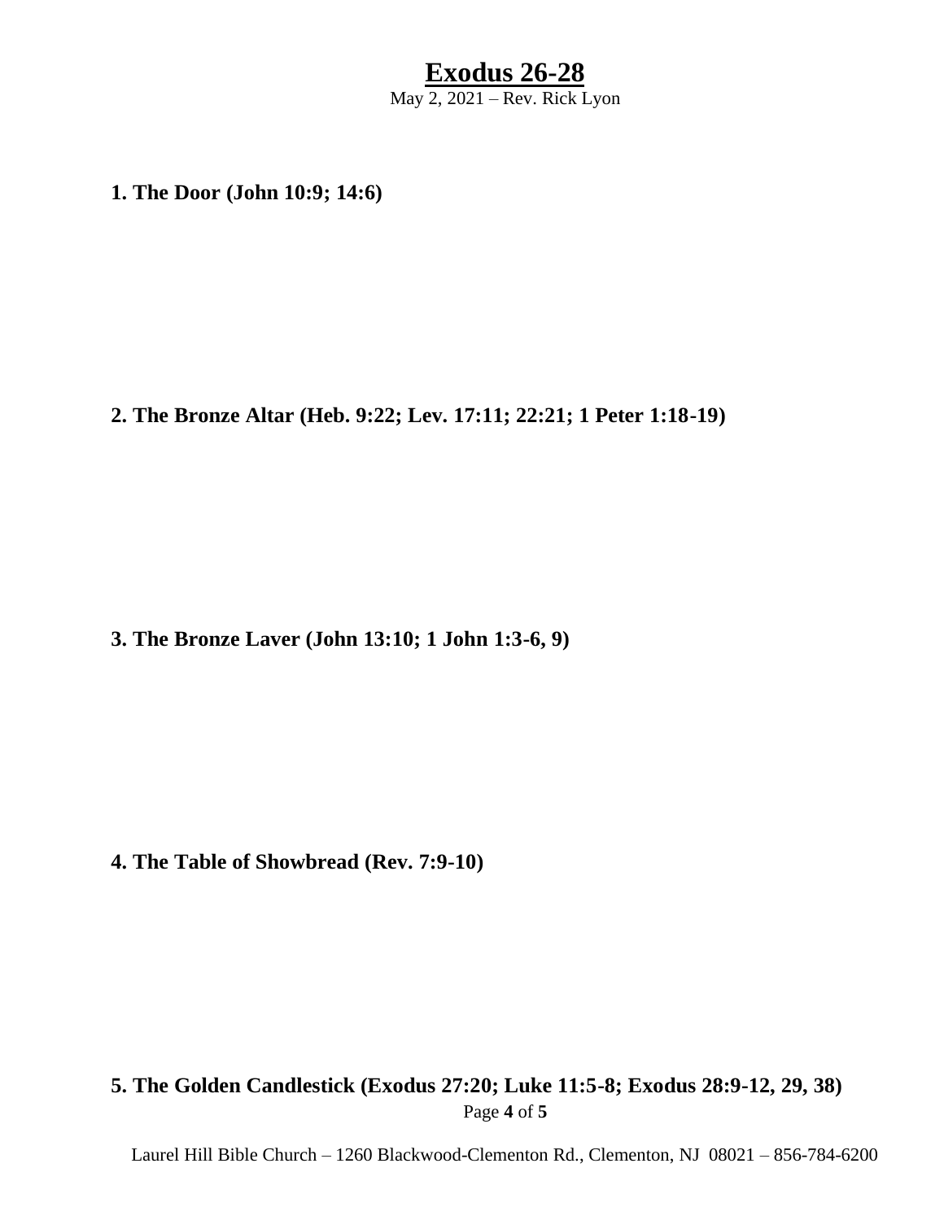# Exodus 26-28

May 2, 2021 – Rev. Rick Lyon

**1. The Door (John 10:9; 14:6)**

**2. The Bronze Altar (Heb. 9:22; Lev. 17:11; 22:21; 1 Peter 1:18-19)**

**3. The Bronze Laver (John 13:10; 1 John 1:3-6, 9)**

**4. The Table of Showbread (Rev. 7:9-10)**

**5. The Golden Candlestick (Exodus 27:20; Luke 11:5-8; Exodus 28:9-12, 29, 38)**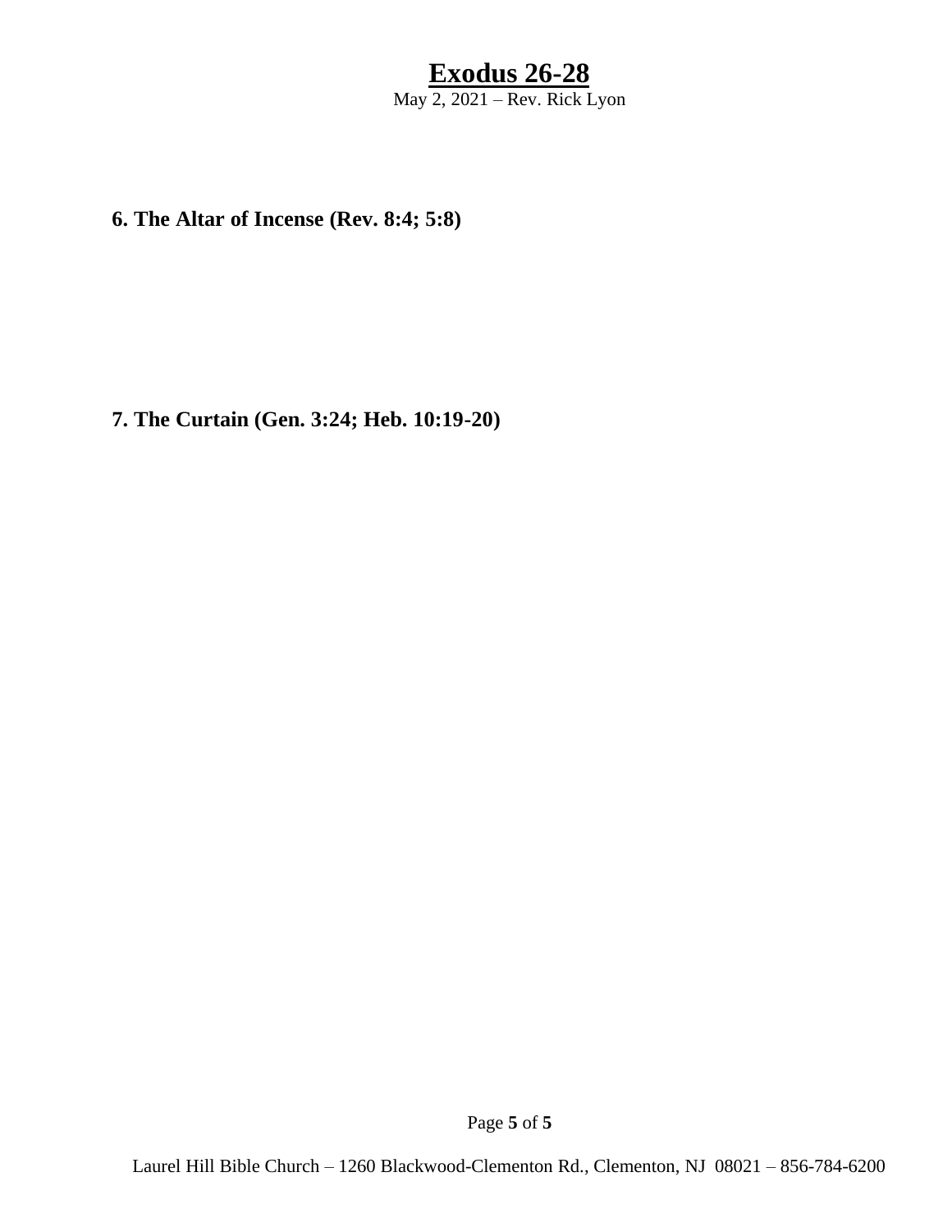**6. The Altar of Incense (Rev. 8:4; 5:8)**

**7. The Curtain (Gen. 3:24; Heb. 10:19-20)**